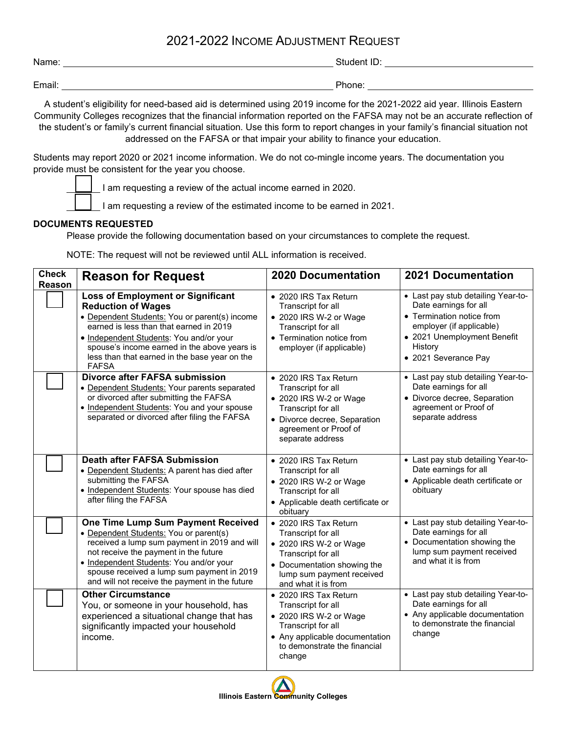# 2021-2022 Income Adjustment Request

Name: ______________________________ Student ID: ____________________

Email: ______________________________ Phone: ____________________

A student's eligibility for need-based aid is determined using 2019 income for the 2021-2022 aid year. Illinois Eastern Community Colleges recognizes that the financial information reported on the FAFSA may not be an accurate reflection of the student's or family's current financial situation. Use this form to report changes in your family's financial situation not addressed on the FAFSA or that impair your ability to finance your education.

Students may report 2020 or 2021 income information. We do not co-mingle income years. The documentation you provide must be consistent for the year you choose.

☐ I am requesting a review of the actual income earned in 2020.

☐ I am requesting a review of the estimated income to be earned in 2021.

**DOCUMENTS REQUESTED**

Please provide the following documentation based on your circumstances to complete the request.

NOTE: The request will not be reviewed until ALL information is received.

| Check Reason | Reason for Request | 2020 Documentation | 2021 Documentation |
|---|---|---|---|
| ☐ | **Loss of Employment or Significant Reduction of Wages**<br>• Dependent Students: You or parent(s) income earned is less than that earned in 2019<br>• Independent Students: You and/or your spouse's income earned in the above years is less than that earned in the base year on the FAFSA | • 2020 IRS Tax Return Transcript for all<br>• 2020 IRS W-2 or Wage Transcript for all<br>• Termination notice from employer (if applicable) | • Last pay stub detailing Year-to-Date earnings for all<br>• Termination notice from employer (if applicable)<br>• 2021 Unemployment Benefit History<br>• 2021 Severance Pay |
| ☐ | **Divorce after FAFSA submission**<br>• Dependent Students: Your parents separated or divorced after submitting the FAFSA<br>• Independent Students: You and your spouse separated or divorced after filing the FAFSA | • 2020 IRS Tax Return Transcript for all<br>• 2020 IRS W-2 or Wage Transcript for all<br>• Divorce decree, Separation agreement or Proof of separate address | • Last pay stub detailing Year-to-Date earnings for all<br>• Divorce decree, Separation agreement or Proof of separate address |
| ☐ | **Death after FAFSA Submission**<br>• Dependent Students: A parent has died after submitting the FAFSA<br>• Independent Students: Your spouse has died after filing the FAFSA | • 2020 IRS Tax Return Transcript for all<br>• 2020 IRS W-2 or Wage Transcript for all<br>• Applicable death certificate or obituary | • Last pay stub detailing Year-to-Date earnings for all<br>• Applicable death certificate or obituary |
| ☐ | **One Time Lump Sum Payment Received**<br>• Dependent Students: You or parent(s) received a lump sum payment in 2019 and will not receive the payment in the future<br>• Independent Students: You and/or your spouse received a lump sum payment in 2019 and will not receive the payment in the future | • 2020 IRS Tax Return Transcript for all<br>• 2020 IRS W-2 or Wage Transcript for all<br>• Documentation showing the lump sum payment received and what it is from | • Last pay stub detailing Year-to-Date earnings for all<br>• Documentation showing the lump sum payment received and what it is from |
| ☐ | **Other Circumstance**<br>You, or someone in your household, has experienced a situational change that has significantly impacted your household income. | • 2020 IRS Tax Return Transcript for all<br>• 2020 IRS W-2 or Wage Transcript for all<br>• Any applicable documentation to demonstrate the financial change | • Last pay stub detailing Year-to-Date earnings for all<br>• Any applicable documentation to demonstrate the financial change |

Illinois Eastern Community Colleges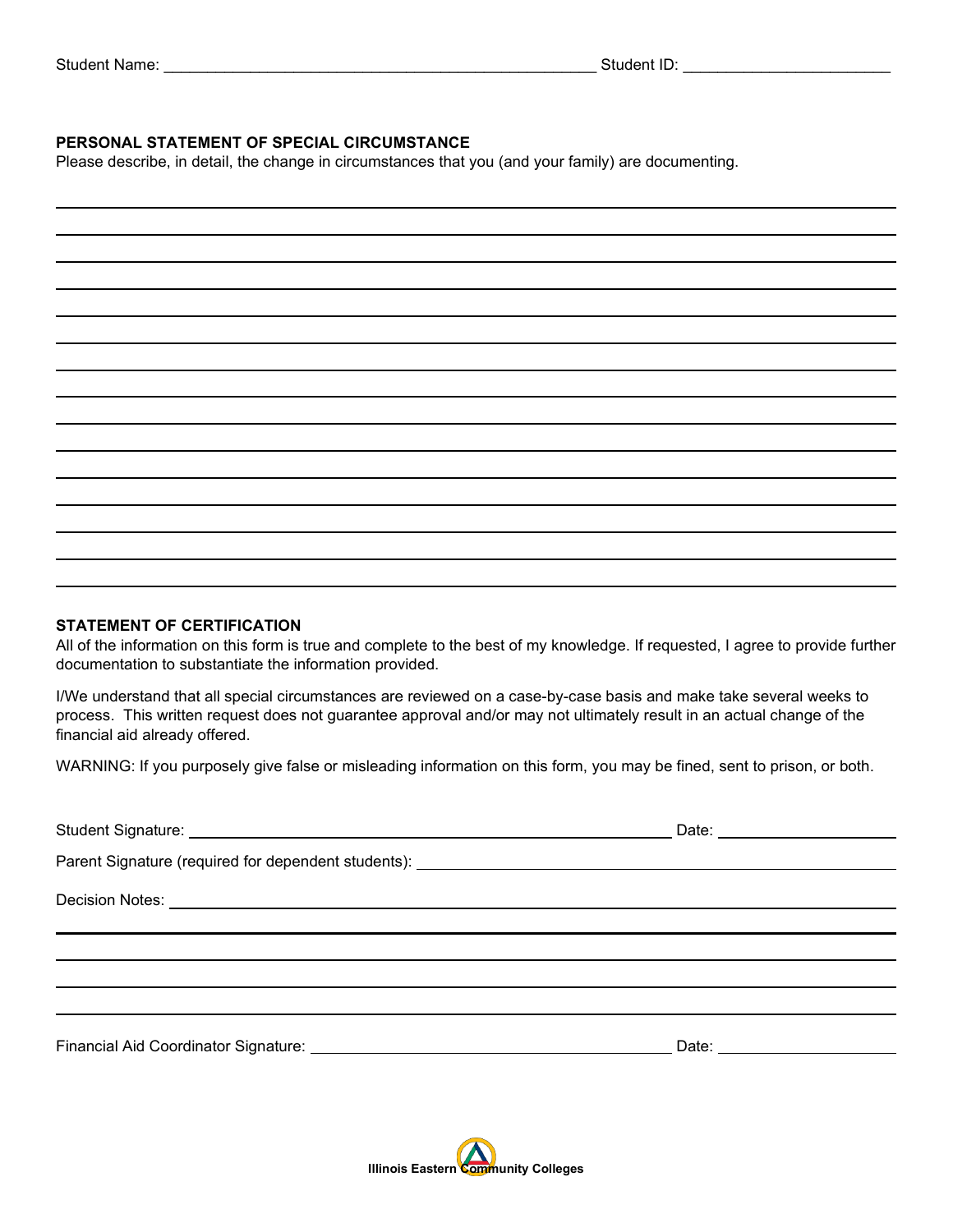Student Name: ____________________________________________________ Student ID: ________________________

**PERSONAL STATEMENT OF SPECIAL CIRCUMSTANCE**

Please describe, in detail, the change in circumstances that you (and your family) are documenting.

______________________________________________________________________________________________

______________________________________________________________________________________________

______________________________________________________________________________________________

______________________________________________________________________________________________

______________________________________________________________________________________________

______________________________________________________________________________________________

______________________________________________________________________________________________

______________________________________________________________________________________________

______________________________________________________________________________________________

______________________________________________________________________________________________

______________________________________________________________________________________________

______________________________________________________________________________________________

______________________________________________________________________________________________

______________________________________________________________________________________________

**STATEMENT OF CERTIFICATION**

All of the information on this form is true and complete to the best of my knowledge. If requested, I agree to provide further documentation to substantiate the information provided.

I/We understand that all special circumstances are reviewed on a case-by-case basis and make take several weeks to process. This written request does not guarantee approval and/or may not ultimately result in an actual change of the financial aid already offered.

WARNING: If you purposely give false or misleading information on this form, you may be fined, sent to prison, or both.

Student Signature: ________________________________________________ Date: ____________________

Parent Signature (required for dependent students): ________________________________________________

Decision Notes: ______________________________________________________________________________

______________________________________________________________________________________________

______________________________________________________________________________________________

______________________________________________________________________________________________

______________________________________________________________________________________________

Financial Aid Coordinator Signature: ____________________________________ Date: ____________________

**Illinois Eastern Community Colleges**